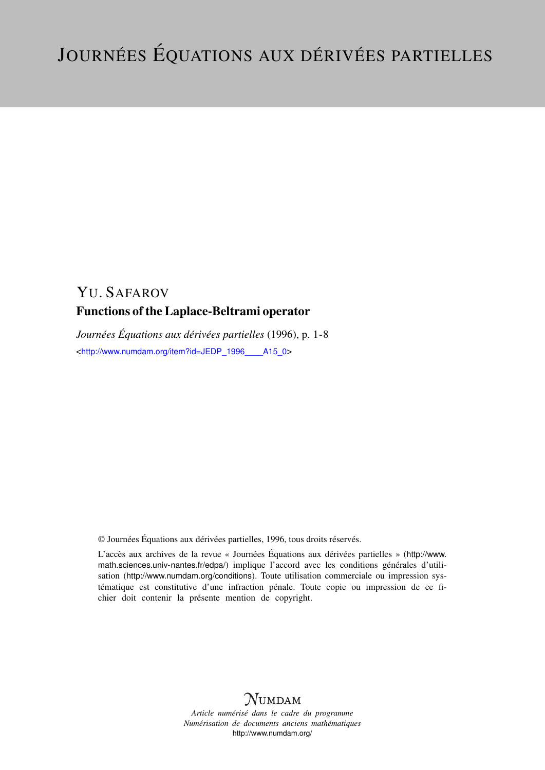# Journées Équations aux dérivées partielles

YU. SAFAROV

**Functions of the Laplace-Beltrami operator**

*Journées Équations aux dérivées partielles* (1996), p. 1-8

<http://www.numdam.org/item?id=JEDP_1996____A15_0>

© Journées Équations aux dérivées partielles, 1996, tous droits réservés.

L'accès aux archives de la revue « Journées Équations aux dérivées partielles » (http://www.math.sciences.univ-nantes.fr/edpa/) implique l'accord avec les conditions générales d'utilisation (http://www.numdam.org/conditions). Toute utilisation commerciale ou impression systématique est constitutive d'une infraction pénale. Toute copie ou impression de ce fichier doit contenir la présente mention de copyright.

NUMDAM

*Article numérisé dans le cadre du programme*
*Numérisation de documents anciens mathématiques*
http://www.numdam.org/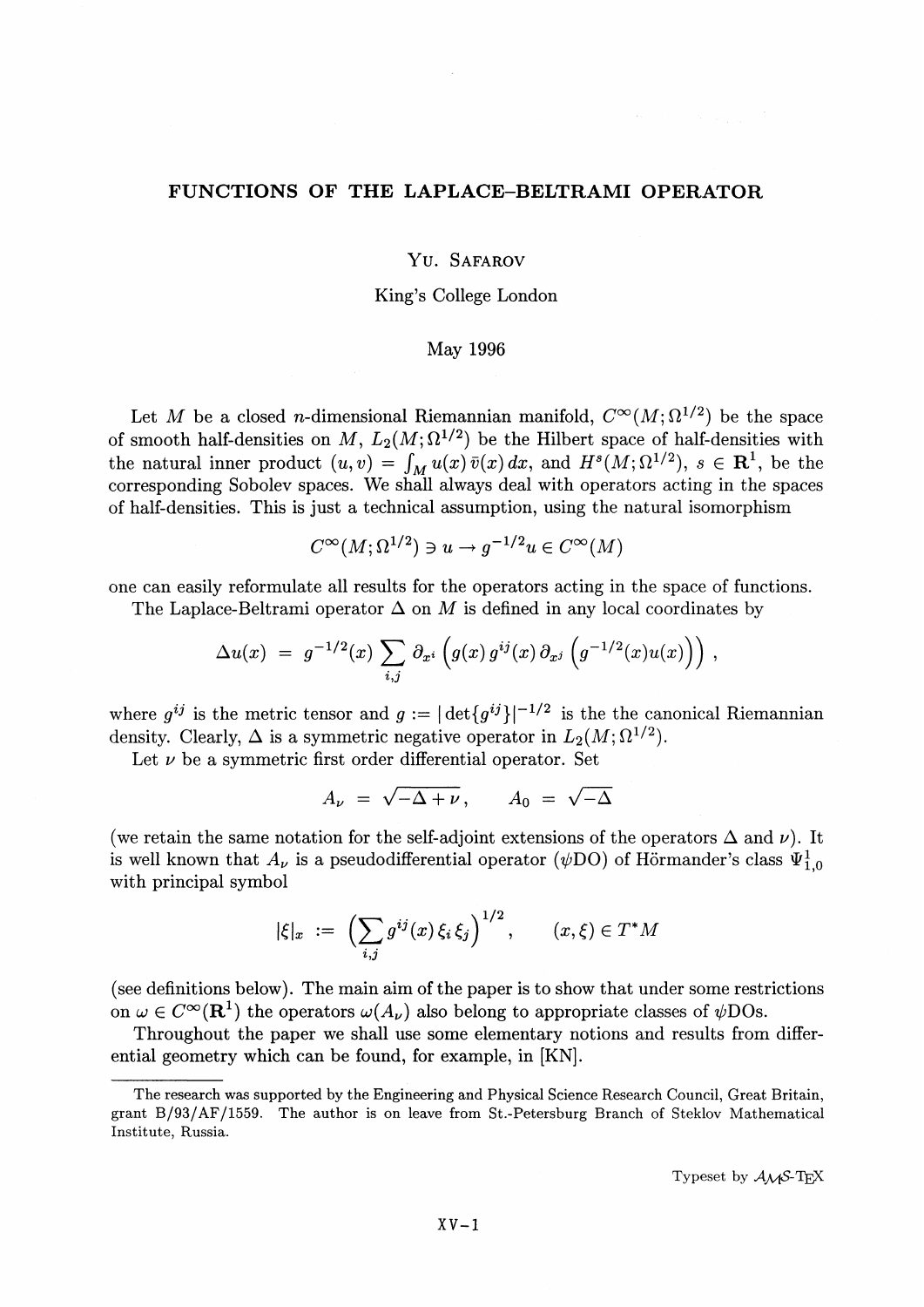# FUNCTIONS OF THE LAPLACE–BELTRAMI OPERATOR

Yu. Safarov

King's College London

May 1996

Let $M$ be a closed $n$-dimensional Riemannian manifold, $C^\infty(M;\Omega^{1/2})$ be the space of smooth half-densities on $M$, $L_2(M;\Omega^{1/2})$ be the Hilbert space of half-densities with the natural inner product $(u,v) = \int_M u(x)\,\bar v(x)\,dx$, and $H^s(M;\Omega^{1/2})$, $s \in \mathbf{R}^1$, be the corresponding Sobolev spaces. We shall always deal with operators acting in the spaces of half-densities. This is just a technical assumption, using the natural isomorphism

$$C^\infty(M;\Omega^{1/2}) \ni u \to g^{-1/2}u \in C^\infty(M)$$

one can easily reformulate all results for the operators acting in the space of functions.

The Laplace-Beltrami operator $\Delta$ on $M$ is defined in any local coordinates by

$$\Delta u(x) \;=\; g^{-1/2}(x) \sum_{i,j} \partial_{x^i}\left(g(x)\, g^{ij}(x)\, \partial_{x^j}\left(g^{-1/2}(x)u(x)\right)\right)\,,$$

where $g^{ij}$ is the metric tensor and $g := |\det\{g^{ij}\}|^{-1/2}$ is the the canonical Riemannian density. Clearly, $\Delta$ is a symmetric negative operator in $L_2(M;\Omega^{1/2})$.

Let $\nu$ be a symmetric first order differential operator. Set

$$A_\nu \;=\; \sqrt{-\Delta+\nu}\,, \qquad A_0 \;=\; \sqrt{-\Delta}$$

(we retain the same notation for the self-adjoint extensions of the operators $\Delta$ and $\nu$). It is well known that $A_\nu$ is a pseudodifferential operator ($\psi$DO) of Hörmander's class $\Psi^1_{1,0}$ with principal symbol

$$|\xi|_x \;:=\; \Big(\sum_{i,j} g^{ij}(x)\,\xi_i\,\xi_j\Big)^{1/2}, \qquad (x,\xi)\in T^*M$$

(see definitions below). The main aim of the paper is to show that under some restrictions on $\omega \in C^\infty(\mathbf{R}^1)$ the operators $\omega(A_\nu)$ also belong to appropriate classes of $\psi$DOs.

Throughout the paper we shall use some elementary notions and results from differential geometry which can be found, for example, in [KN].

---

The research was supported by the Engineering and Physical Science Research Council, Great Britain, grant B/93/AF/1559. The author is on leave from St.-Petersburg Branch of Steklov Mathematical Institute, Russia.

Typeset by $\mathcal{A}\mathcal{M}\mathcal{S}$-TEX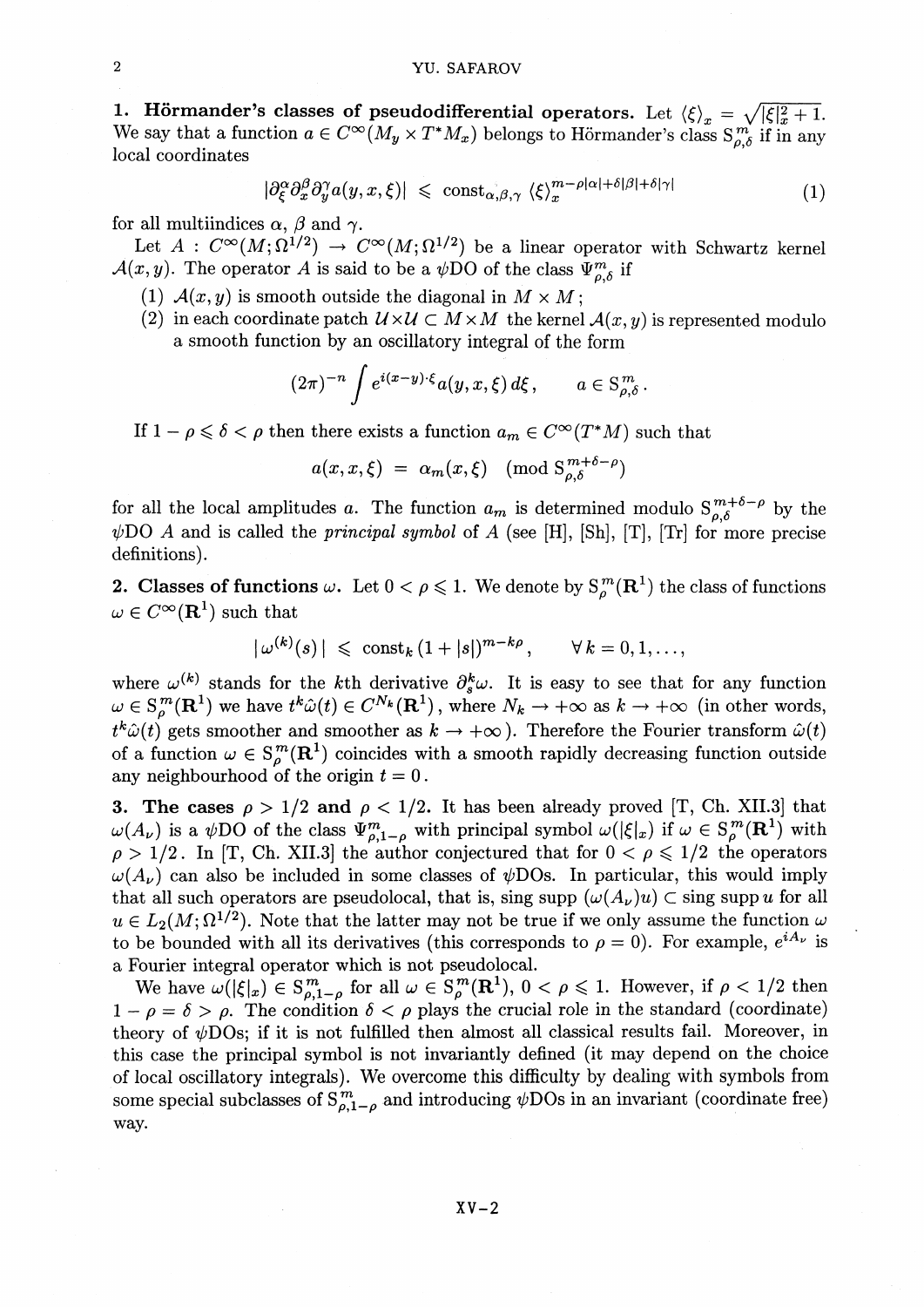**1. Hörmander's classes of pseudodifferential operators.** Let $\langle\xi\rangle_x = \sqrt{|\xi|_x^2+1}$. We say that a function $a \in C^\infty(M_y \times T^*M_x)$ belongs to Hörmander's class $\mathrm{S}^m_{\rho,\delta}$ if in any local coordinates

$$|\partial_\xi^\alpha \partial_x^\beta \partial_y^\gamma a(y,x,\xi)| \leqslant \mathrm{const}_{\alpha,\beta,\gamma} \langle\xi\rangle_x^{m-\rho|\alpha|+\delta|\beta|+\delta|\gamma|} \tag{1}$$

for all multiindices $\alpha$, $\beta$ and $\gamma$.

Let $A : C^\infty(M;\Omega^{1/2}) \to C^\infty(M;\Omega^{1/2})$ be a linear operator with Schwartz kernel $\mathcal{A}(x,y)$. The operator $A$ is said to be a $\psi$DO of the class $\Psi^m_{\rho,\delta}$ if

1. $\mathcal{A}(x,y)$ is smooth outside the diagonal in $M \times M$;
2. in each coordinate patch $\mathcal{U}\times\mathcal{U} \subset M\times M$ the kernel $\mathcal{A}(x,y)$ is represented modulo a smooth function by an oscillatory integral of the form

$$(2\pi)^{-n}\int e^{i(x-y)\cdot\xi} a(y,x,\xi)\,d\xi\,, \qquad a \in \mathrm{S}^m_{\rho,\delta}\,.$$

If $1-\rho \leqslant \delta < \rho$ then there exists a function $a_m \in C^\infty(T^*M)$ such that

$$a(x,x,\xi) \;=\; a_m(x,\xi) \pmod{\mathrm{S}^{m+\delta-\rho}_{\rho,\delta}}$$

for all the local amplitudes $a$. The function $a_m$ is determined modulo $\mathrm{S}^{m+\delta-\rho}_{\rho,\delta}$ by the $\psi$DO $A$ and is called the *principal symbol* of $A$ (see [H], [Sh], [T], [Tr] for more precise definitions).

**2. Classes of functions $\omega$.** Let $0 < \rho \leqslant 1$. We denote by $\mathrm{S}^m_\rho(\mathbf{R}^1)$ the class of functions $\omega \in C^\infty(\mathbf{R}^1)$ such that

$$|\,\omega^{(k)}(s)\,| \;\leqslant\; \mathrm{const}_k\,(1+|s|)^{m-k\rho}\,, \qquad \forall\, k = 0,1,\dots,$$

where $\omega^{(k)}$ stands for the $k$th derivative $\partial_s^k\omega$. It is easy to see that for any function $\omega \in \mathrm{S}^m_\rho(\mathbf{R}^1)$ we have $t^k\hat\omega(t) \in C^{N_k}(\mathbf{R}^1)$, where $N_k \to +\infty$ as $k \to +\infty$ (in other words, $t^k\hat\omega(t)$ gets smoother and smoother as $k \to +\infty$). Therefore the Fourier transform $\hat\omega(t)$ of a function $\omega \in \mathrm{S}^m_\rho(\mathbf{R}^1)$ coincides with a smooth rapidly decreasing function outside any neighbourhood of the origin $t = 0$.

**3. The cases $\rho > 1/2$ and $\rho < 1/2$.** It has been already proved [T, Ch. XII.3] that $\omega(A_\nu)$ is a $\psi$DO of the class $\Psi^m_{\rho,1-\rho}$ with principal symbol $\omega(|\xi|_x)$ if $\omega \in \mathrm{S}^m_\rho(\mathbf{R}^1)$ with $\rho > 1/2$. In [T, Ch. XII.3] the author conjectured that for $0 < \rho \leqslant 1/2$ the operators $\omega(A_\nu)$ can also be included in some classes of $\psi$DOs. In particular, this would imply that all such operators are pseudolocal, that is, $\operatorname{sing\,supp}(\omega(A_\nu)u) \subset \operatorname{sing\,supp} u$ for all $u \in L_2(M;\Omega^{1/2})$. Note that the latter may not be true if we only assume the function $\omega$ to be bounded with all its derivatives (this corresponds to $\rho = 0$). For example, $e^{iA_\nu}$ is a Fourier integral operator which is not pseudolocal.

We have $\omega(|\xi|_x) \in \mathrm{S}^m_{\rho,1-\rho}$ for all $\omega \in \mathrm{S}^m_\rho(\mathbf{R}^1)$, $0 < \rho \leqslant 1$. However, if $\rho < 1/2$ then $1-\rho = \delta > \rho$. The condition $\delta < \rho$ plays the crucial role in the standard (coordinate) theory of $\psi$DOs; if it is not fulfilled then almost all classical results fail. Moreover, in this case the principal symbol is not invariantly defined (it may depend on the choice of local oscillatory integrals). We overcome this difficulty by dealing with symbols from some special subclasses of $\mathrm{S}^m_{\rho,1-\rho}$ and introducing $\psi$DOs in an invariant (coordinate free) way.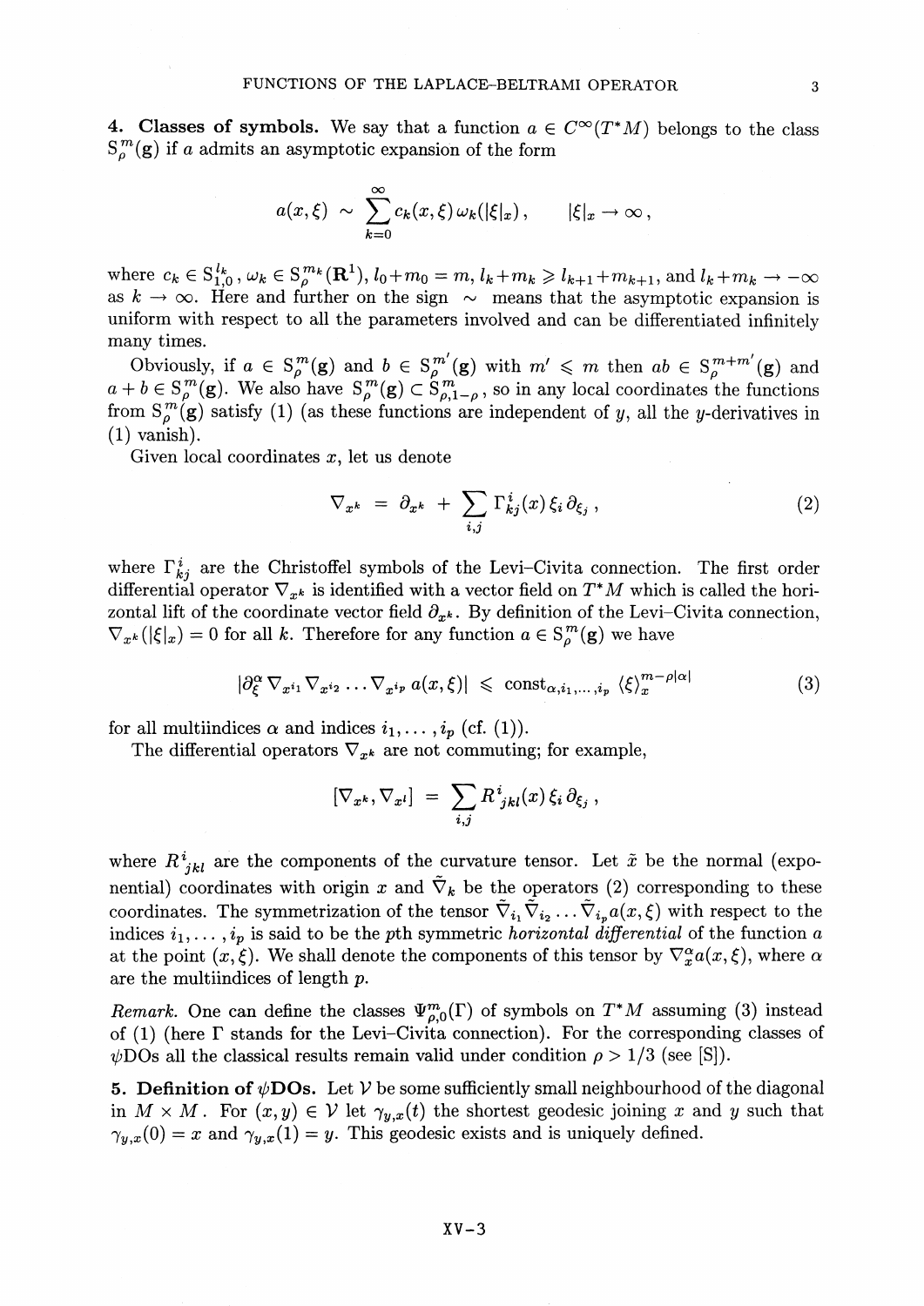**4. Classes of symbols.** We say that a function $a \in C^\infty(T^*M)$ belongs to the class $\mathrm{S}^m_\rho(\mathbf{g})$ if $a$ admits an asymptotic expansion of the form

$$a(x,\xi) \sim \sum_{k=0}^{\infty} c_k(x,\xi)\,\omega_k(|\xi|_x), \qquad |\xi|_x \to \infty,$$

where $c_k \in \mathrm{S}^{l_k}_{1,0}$, $\omega_k \in \mathrm{S}^{m_k}_\rho(\mathbf{R}^1)$, $l_0 + m_0 = m$, $l_k + m_k \geqslant l_{k+1} + m_{k+1}$, and $l_k + m_k \to -\infty$ as $k \to \infty$. Here and further on the sign $\sim$ means that the asymptotic expansion is uniform with respect to all the parameters involved and can be differentiated infinitely many times.

Obviously, if $a \in \mathrm{S}^m_\rho(\mathbf{g})$ and $b \in \mathrm{S}^{m'}_\rho(\mathbf{g})$ with $m' \leqslant m$ then $ab \in \mathrm{S}^{m+m'}_\rho(\mathbf{g})$ and $a + b \in \mathrm{S}^m_\rho(\mathbf{g})$. We also have $\mathrm{S}^m_\rho(\mathbf{g}) \subset \mathrm{S}^m_{\rho,1-\rho}$, so in any local coordinates the functions from $\mathrm{S}^m_\rho(\mathbf{g})$ satisfy (1) (as these functions are independent of $y$, all the $y$-derivatives in (1) vanish).

Given local coordinates $x$, let us denote

$$\nabla_{x^k} \;=\; \partial_{x^k} \;+\; \sum_{i,j} \Gamma^i_{kj}(x)\,\xi_i\,\partial_{\xi_j}\,, \tag{2}$$

where $\Gamma^i_{kj}$ are the Christoffel symbols of the Levi-Civita connection. The first order differential operator $\nabla_{x^k}$ is identified with a vector field on $T^*M$ which is called the horizontal lift of the coordinate vector field $\partial_{x^k}$. By definition of the Levi-Civita connection, $\nabla_{x^k}(|\xi|_x) = 0$ for all $k$. Therefore for any function $a \in \mathrm{S}^m_\rho(\mathbf{g})$ we have

$$|\partial^\alpha_\xi \nabla_{x^{i_1}} \nabla_{x^{i_2}} \ldots \nabla_{x^{i_p}}\, a(x,\xi)| \;\leqslant\; \mathrm{const}_{\alpha,i_1,\ldots,i_p}\, \langle\xi\rangle_x^{m-\rho|\alpha|} \tag{3}$$

for all multiindices $\alpha$ and indices $i_1,\ldots,i_p$ (cf. (1)).

The differential operators $\nabla_{x^k}$ are not commuting; for example,

$$[\nabla_{x^k}, \nabla_{x^l}] \;=\; \sum_{i,j} R^i{}_{jkl}(x)\,\xi_i\,\partial_{\xi_j}\,,$$

where $R^i{}_{jkl}$ are the components of the curvature tensor. Let $\tilde{x}$ be the normal (exponential) coordinates with origin $x$ and $\tilde\nabla_k$ be the operators (2) corresponding to these coordinates. The symmetrization of the tensor $\tilde\nabla_{i_1}\tilde\nabla_{i_2}\ldots\tilde\nabla_{i_p} a(x,\xi)$ with respect to the indices $i_1,\ldots,i_p$ is said to be the $p$th symmetric *horizontal differential* of the function $a$ at the point $(x,\xi)$. We shall denote the components of this tensor by $\nabla^\alpha_x a(x,\xi)$, where $\alpha$ are the multiindices of length $p$.

*Remark.* One can define the classes $\Psi^m_{\rho,0}(\Gamma)$ of symbols on $T^*M$ assuming (3) instead of (1) (here $\Gamma$ stands for the Levi-Civita connection). For the corresponding classes of $\psi$DOs all the classical results remain valid under condition $\rho > 1/3$ (see [S]).

**5. Definition of $\psi$DOs.** Let $\mathcal{V}$ be some sufficiently small neighbourhood of the diagonal in $M \times M$. For $(x,y) \in \mathcal{V}$ let $\gamma_{y,x}(t)$ the shortest geodesic joining $x$ and $y$ such that $\gamma_{y,x}(0) = x$ and $\gamma_{y,x}(1) = y$. This geodesic exists and is uniquely defined.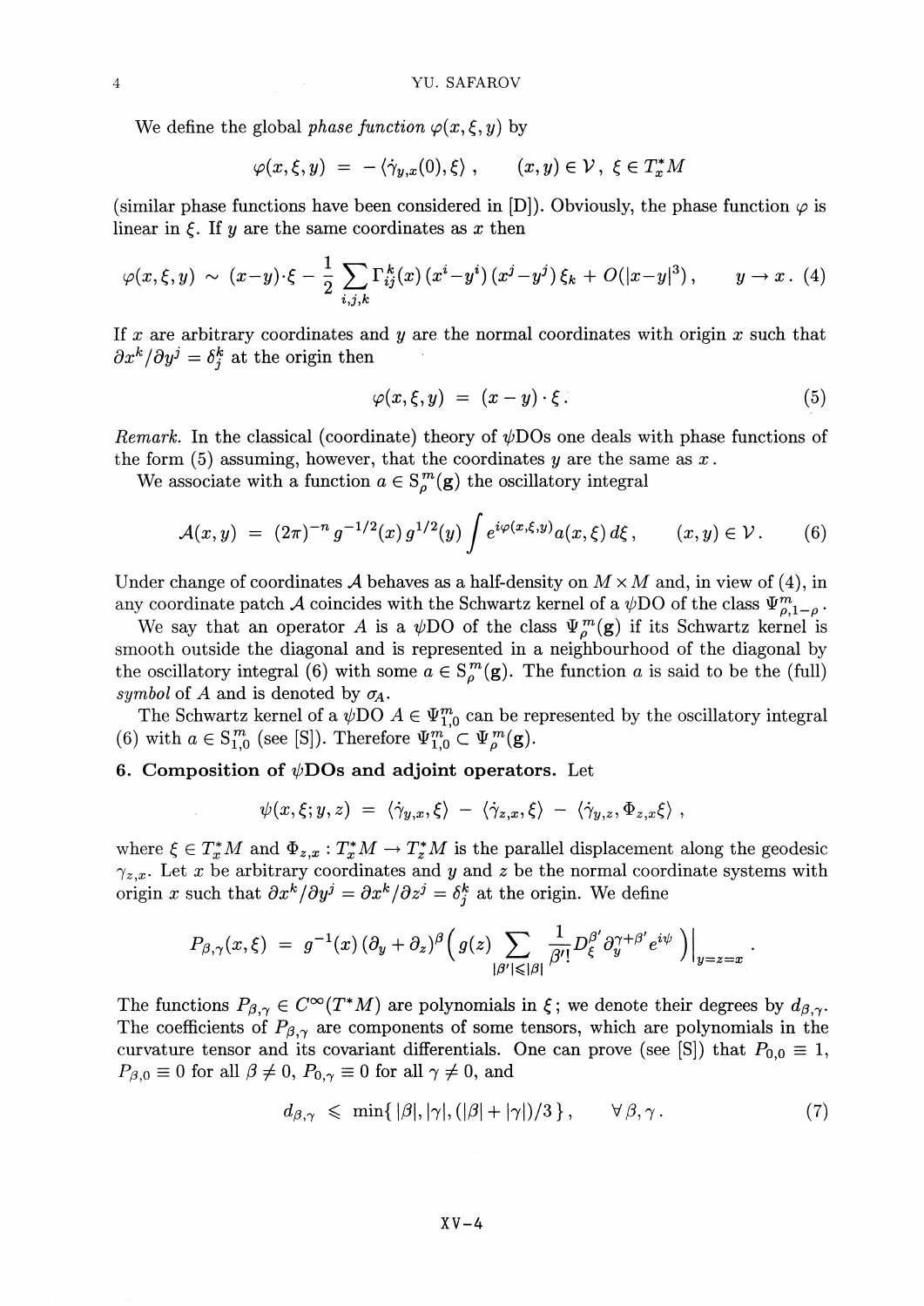We define the global *phase function* $\varphi(x,\xi,y)$ by

$$\varphi(x,\xi,y) \;=\; -\,\langle \dot\gamma_{y,x}(0),\xi\rangle\,, \qquad (x,y)\in\mathcal{V}\,,\ \xi\in T_x^*M$$

(similar phase functions have been considered in [D]). Obviously, the phase function $\varphi$ is linear in $\xi$. If $y$ are the same coordinates as $x$ then

$$\varphi(x,\xi,y) \;\sim\; (x-y)\cdot\xi \;-\; \frac{1}{2}\sum_{i,j,k}\Gamma_{ij}^{k}(x)\,(x^i-y^i)\,(x^j-y^j)\,\xi_k \;+\; O(|x-y|^3)\,, \qquad y\to x\,. \quad (4)$$

If $x$ are arbitrary coordinates and $y$ are the normal coordinates with origin $x$ such that $\partial x^k/\partial y^j=\delta_j^k$ at the origin then

$$\varphi(x,\xi,y) \;=\; (x-y)\cdot\xi\,. \qquad (5)$$

*Remark.* In the classical (coordinate) theory of $\psi$DOs one deals with phase functions of the form (5) assuming, however, that the coordinates $y$ are the same as $x$.

We associate with a function $a\in \mathrm{S}^m_\rho(\mathbf{g})$ the oscillatory integral

$$\mathcal{A}(x,y) \;=\; (2\pi)^{-n}\,g^{-1/2}(x)\,g^{1/2}(y)\int e^{i\varphi(x,\xi,y)}a(x,\xi)\,d\xi\,, \qquad (x,y)\in\mathcal{V}\,. \qquad (6)$$

Under change of coordinates $\mathcal{A}$ behaves as a half-density on $M\times M$ and, in view of (4), in any coordinate patch $\mathcal{A}$ coincides with the Schwartz kernel of a $\psi$DO of the class $\Psi^m_{\rho,1-\rho}$.

We say that an operator $A$ is a $\psi$DO of the class $\Psi^m_\rho(\mathbf{g})$ if its Schwartz kernel is smooth outside the diagonal and is represented in a neighbourhood of the diagonal by the oscillatory integral (6) with some $a\in\mathrm{S}^m_\rho(\mathbf{g})$. The function $a$ is said to be the (full) *symbol* of $A$ and is denoted by $\sigma_A$.

The Schwartz kernel of a $\psi$DO $A\in\Psi^m_{1,0}$ can be represented by the oscillatory integral (6) with $a\in\mathrm{S}^m_{1,0}$ (see [S]). Therefore $\Psi^m_{1,0}\subset\Psi^m_\rho(\mathbf{g})$.

**6. Composition of $\psi$DOs and adjoint operators.** Let

$$\psi(x,\xi;y,z) \;=\; \langle\dot\gamma_{y,x},\xi\rangle \;-\; \langle\dot\gamma_{z,x},\xi\rangle \;-\; \langle\dot\gamma_{y,z},\Phi_{z,x}\xi\rangle\,,$$

where $\xi\in T_x^*M$ and $\Phi_{z,x}:T_x^*M\to T_z^*M$ is the parallel displacement along the geodesic $\gamma_{z,x}$. Let $x$ be arbitrary coordinates and $y$ and $z$ be the normal coordinate systems with origin $x$ such that $\partial x^k/\partial y^j=\partial x^k/\partial z^j=\delta^k_j$ at the origin. We define

$$P_{\beta,\gamma}(x,\xi) \;=\; g^{-1}(x)\,(\partial_y+\partial_z)^\beta\Big(g(z)\sum_{|\beta'|\leqslant|\beta|}\frac{1}{\beta'!}D_\xi^{\beta'}\partial_y^{\gamma+\beta'}e^{i\psi}\Big)\Big|_{y=z=x}\,.$$

The functions $P_{\beta,\gamma}\in C^\infty(T^*M)$ are polynomials in $\xi$; we denote their degrees by $d_{\beta,\gamma}$. The coefficients of $P_{\beta,\gamma}$ are components of some tensors, which are polynomials in the curvature tensor and its covariant differentials. One can prove (see [S]) that $P_{0,0}\equiv1$, $P_{\beta,0}\equiv0$ for all $\beta\neq0$, $P_{0,\gamma}\equiv0$ for all $\gamma\neq0$, and

$$d_{\beta,\gamma}\;\leqslant\;\min\{\,|\beta|,|\gamma|,(|\beta|+|\gamma|)/3\,\}\,, \qquad \forall\,\beta,\gamma\,. \qquad (7)$$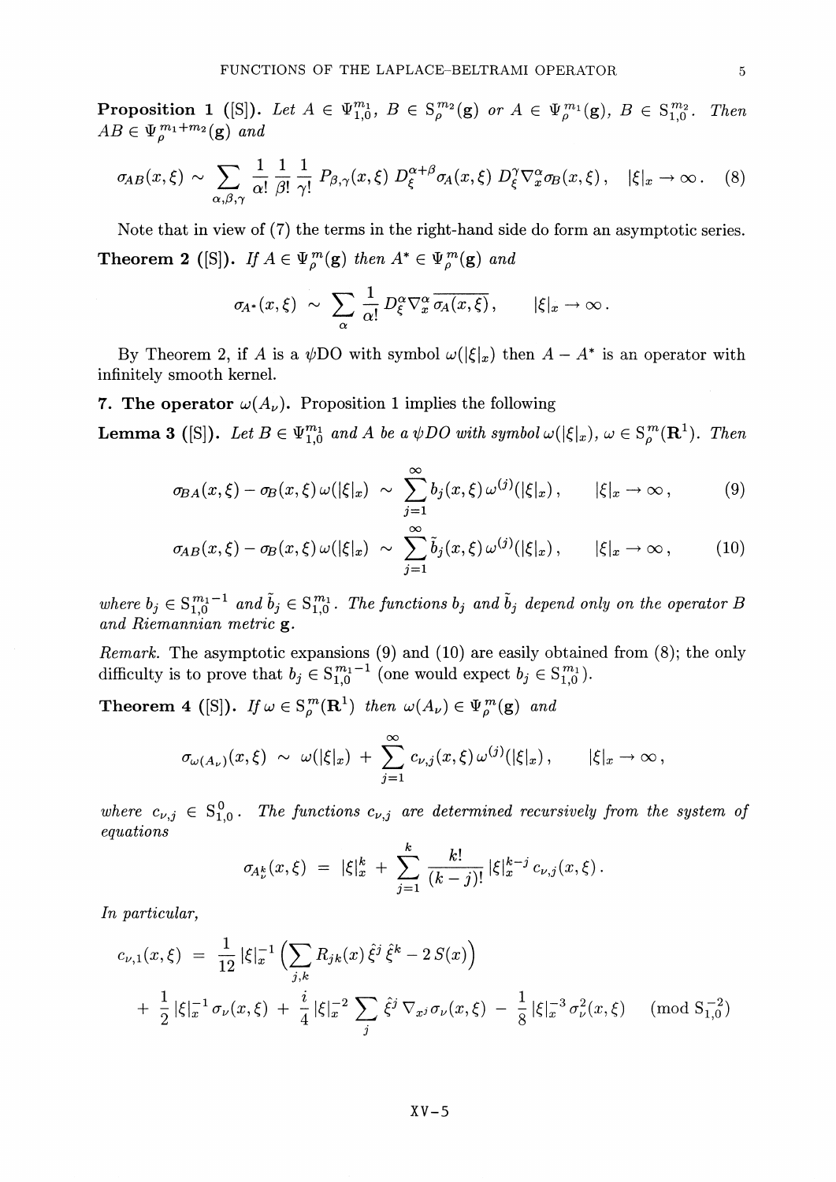**Proposition 1** ([S]). *Let $A \in \Psi^{m_1}_{1,0}$, $B \in \mathrm{S}^{m_2}_\rho(\mathbf{g})$ or $A \in \Psi^{m_1}_\rho(\mathbf{g})$, $B \in \mathrm{S}^{m_2}_{1,0}$. Then $AB \in \Psi^{m_1+m_2}_\rho(\mathbf{g})$ and*

$$\sigma_{AB}(x,\xi) \sim \sum_{\alpha,\beta,\gamma} \frac{1}{\alpha!}\,\frac{1}{\beta!}\,\frac{1}{\gamma!}\; P_{\beta,\gamma}(x,\xi)\; D_\xi^{\alpha+\beta}\sigma_A(x,\xi)\; D_\xi^\gamma \nabla_x^\alpha \sigma_B(x,\xi)\,, \quad |\xi|_x \to \infty\,. \tag{8}$$

Note that in view of (7) the terms in the right-hand side do form an asymptotic series.

**Theorem 2** ([S]). *If $A \in \Psi^m_\rho(\mathbf{g})$ then $A^* \in \Psi^m_\rho(\mathbf{g})$ and*

$$\sigma_{A^*}(x,\xi) \;\sim\; \sum_\alpha \frac{1}{\alpha!}\, D_\xi^\alpha \nabla_x^\alpha\, \overline{\sigma_A(x,\xi)}\,, \qquad |\xi|_x \to \infty\,.$$

By Theorem 2, if $A$ is a $\psi$DO with symbol $\omega(|\xi|_x)$ then $A - A^*$ is an operator with infinitely smooth kernel.

**7. The operator $\omega(A_\nu)$.** Proposition 1 implies the following

**Lemma 3** ([S]). *Let $B \in \Psi^{m_1}_{1,0}$ and $A$ be a $\psi$DO with symbol $\omega(|\xi|_x)$, $\omega \in \mathrm{S}^m_\rho(\mathbf{R}^1)$. Then*

$$\sigma_{BA}(x,\xi) - \sigma_B(x,\xi)\,\omega(|\xi|_x) \;\sim\; \sum_{j=1}^\infty b_j(x,\xi)\,\omega^{(j)}(|\xi|_x)\,, \qquad |\xi|_x \to \infty\,, \tag{9}$$

$$\sigma_{AB}(x,\xi) - \sigma_B(x,\xi)\,\omega(|\xi|_x) \;\sim\; \sum_{j=1}^\infty \tilde b_j(x,\xi)\,\omega^{(j)}(|\xi|_x)\,, \qquad |\xi|_x \to \infty\,, \tag{10}$$

*where $b_j \in \mathrm{S}^{m_1-1}_{1,0}$ and $\tilde b_j \in \mathrm{S}^{m_1}_{1,0}$. The functions $b_j$ and $\tilde b_j$ depend only on the operator $B$ and Riemannian metric $\mathbf{g}$.*

*Remark.* The asymptotic expansions (9) and (10) are easily obtained from (8); the only difficulty is to prove that $b_j \in \mathrm{S}^{m_1-1}_{1,0}$ (one would expect $b_j \in \mathrm{S}^{m_1}_{1,0}$).

**Theorem 4** ([S]). *If $\omega \in \mathrm{S}^m_\rho(\mathbf{R}^1)$ then $\omega(A_\nu) \in \Psi^m_\rho(\mathbf{g})$ and*

$$\sigma_{\omega(A_\nu)}(x,\xi) \;\sim\; \omega(|\xi|_x) \;+\; \sum_{j=1}^\infty c_{\nu,j}(x,\xi)\,\omega^{(j)}(|\xi|_x)\,, \qquad |\xi|_x \to \infty\,,$$

*where $c_{\nu,j} \in \mathrm{S}^0_{1,0}$. The functions $c_{\nu,j}$ are determined recursively from the system of equations*

$$\sigma_{A_\nu^k}(x,\xi) \;=\; |\xi|_x^k \;+\; \sum_{j=1}^k \frac{k!}{(k-j)!}\,|\xi|_x^{k-j}\, c_{\nu,j}(x,\xi)\,.$$

*In particular,*

$$\begin{aligned} c_{\nu,1}(x,\xi) \;&=\; \frac{1}{12}\,|\xi|_x^{-1}\Big(\sum_{j,k} R_{jk}(x)\,\hat\xi^j\,\hat\xi^k - 2\,S(x)\Big) \\ &+\; \frac{1}{2}\,|\xi|_x^{-1}\,\sigma_\nu(x,\xi) \;+\; \frac{i}{4}\,|\xi|_x^{-2}\sum_j \hat\xi^j\,\nabla_{x^j}\sigma_\nu(x,\xi) \;-\; \frac{1}{8}\,|\xi|_x^{-3}\,\sigma_\nu^2(x,\xi) \quad (\mathrm{mod}\ \mathrm{S}^{-2}_{1,0}) \end{aligned}$$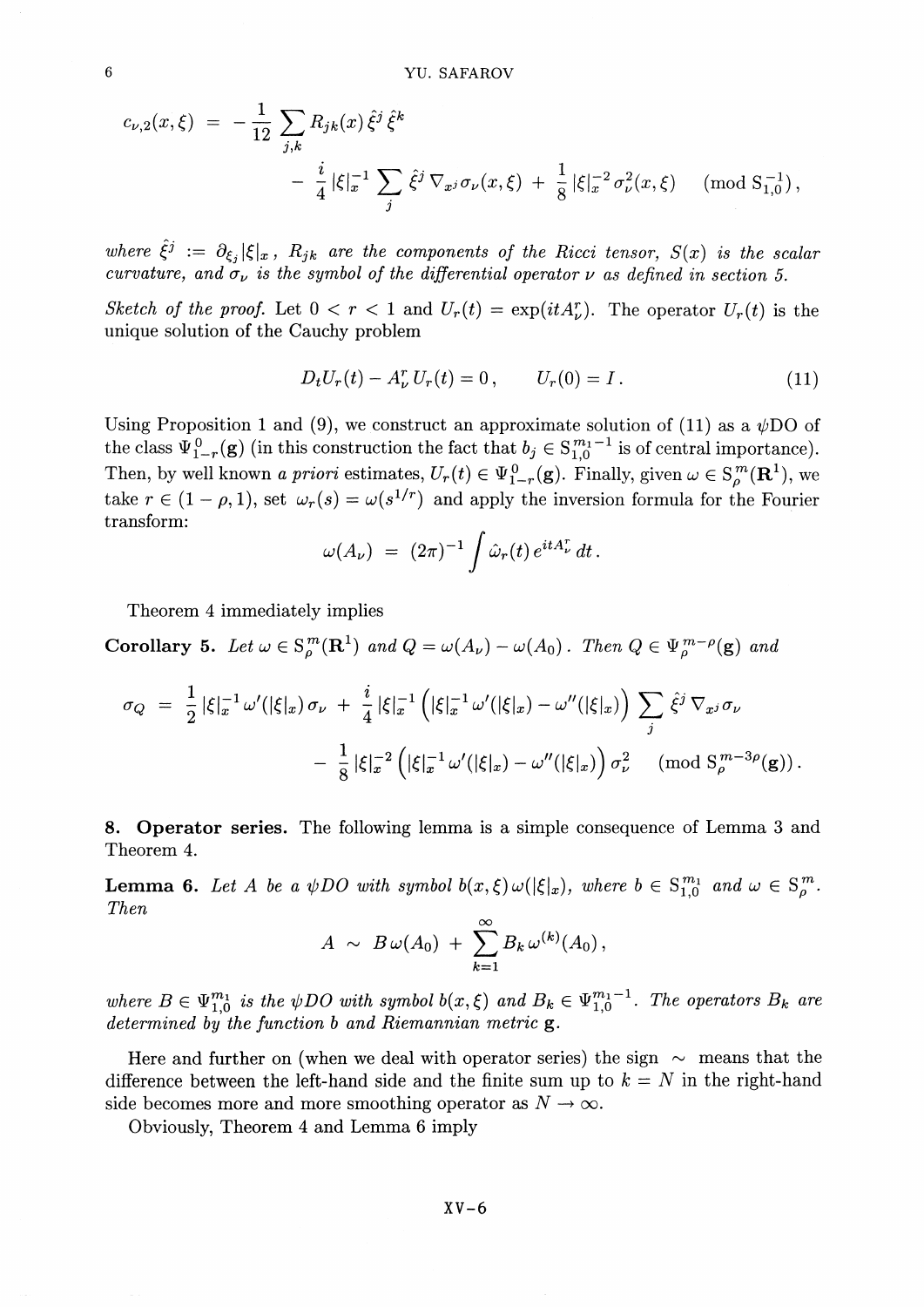$$
\begin{aligned}
c_{\nu,2}(x,\xi) \;&=\; -\frac{1}{12}\sum_{j,k} R_{jk}(x)\,\hat{\xi}^j\,\hat{\xi}^k \\
&\quad - \frac{i}{4}\,|\xi|_x^{-1}\sum_j \hat{\xi}^j\,\nabla_{x^j}\sigma_\nu(x,\xi) \;+\; \frac{1}{8}\,|\xi|_x^{-2}\,\sigma_\nu^2(x,\xi) \qquad (\mathrm{mod}\ \mathrm{S}^{-1}_{1,0}),
\end{aligned}
$$

*where* $\hat{\xi}^j := \partial_{\xi_j}|\xi|_x$, $R_{jk}$ *are the components of the Ricci tensor,* $S(x)$ *is the scalar curvature, and* $\sigma_\nu$ *is the symbol of the differential operator* $\nu$ *as defined in section 5.*

*Sketch of the proof.* Let $0 < r < 1$ and $U_r(t) = \exp(itA_\nu^r)$. The operator $U_r(t)$ is the unique solution of the Cauchy problem

$$
D_t U_r(t) - A_\nu^r\,U_r(t) = 0\,, \qquad U_r(0) = I\,. \tag{11}
$$

Using Proposition 1 and (9), we construct an approximate solution of (11) as a $\psi$DO of the class $\Psi^0_{1-r}(\mathbf{g})$ (in this construction the fact that $b_j \in \mathrm{S}^{m_1-1}_{1,0}$ is of central importance). Then, by well known *a priori* estimates, $U_r(t) \in \Psi^0_{1-r}(\mathbf{g})$. Finally, given $\omega \in \mathrm{S}^m_\rho(\mathbf{R}^1)$, we take $r \in (1-\rho, 1)$, set $\omega_r(s) = \omega(s^{1/r})$ and apply the inversion formula for the Fourier transform:

$$
\omega(A_\nu) \;=\; (2\pi)^{-1}\int \hat{\omega}_r(t)\,e^{itA_\nu^r}\,dt\,.
$$

Theorem 4 immediately implies

**Corollary 5.** *Let* $\omega \in \mathrm{S}^m_\rho(\mathbf{R}^1)$ *and* $Q = \omega(A_\nu) - \omega(A_0)$. *Then* $Q \in \Psi^{m-\rho}_\rho(\mathbf{g})$ *and*

$$
\begin{aligned}
\sigma_Q \;&=\; \frac{1}{2}\,|\xi|_x^{-1}\,\omega'(|\xi|_x)\,\sigma_\nu \;+\; \frac{i}{4}\,|\xi|_x^{-1}\Big(|\xi|_x^{-1}\,\omega'(|\xi|_x) - \omega''(|\xi|_x)\Big)\sum_j \hat{\xi}^j\,\nabla_{x^j}\sigma_\nu \\
&\quad - \frac{1}{8}\,|\xi|_x^{-2}\Big(|\xi|_x^{-1}\,\omega'(|\xi|_x) - \omega''(|\xi|_x)\Big)\,\sigma_\nu^2 \qquad (\mathrm{mod}\ \mathrm{S}^{m-3\rho}_\rho(\mathbf{g}))\,.
\end{aligned}
$$

**8. Operator series.** The following lemma is a simple consequence of Lemma 3 and Theorem 4.

**Lemma 6.** *Let* $A$ *be a* $\psi$*DO with symbol* $b(x,\xi)\,\omega(|\xi|_x)$, *where* $b \in \mathrm{S}^{m_1}_{1,0}$ *and* $\omega \in \mathrm{S}^m_\rho$. *Then*

$$
A \;\sim\; B\,\omega(A_0) \;+\; \sum_{k=1}^{\infty} B_k\,\omega^{(k)}(A_0)\,,
$$

*where* $B \in \Psi^{m_1}_{1,0}$ *is the* $\psi$*DO with symbol* $b(x,\xi)$ *and* $B_k \in \Psi^{m_1-1}_{1,0}$. *The operators* $B_k$ *are determined by the function* $b$ *and Riemannian metric* $\mathbf{g}$.

Here and further on (when we deal with operator series) the sign $\sim$ means that the difference between the left-hand side and the finite sum up to $k = N$ in the right-hand side becomes more and more smoothing operator as $N \to \infty$.

Obviously, Theorem 4 and Lemma 6 imply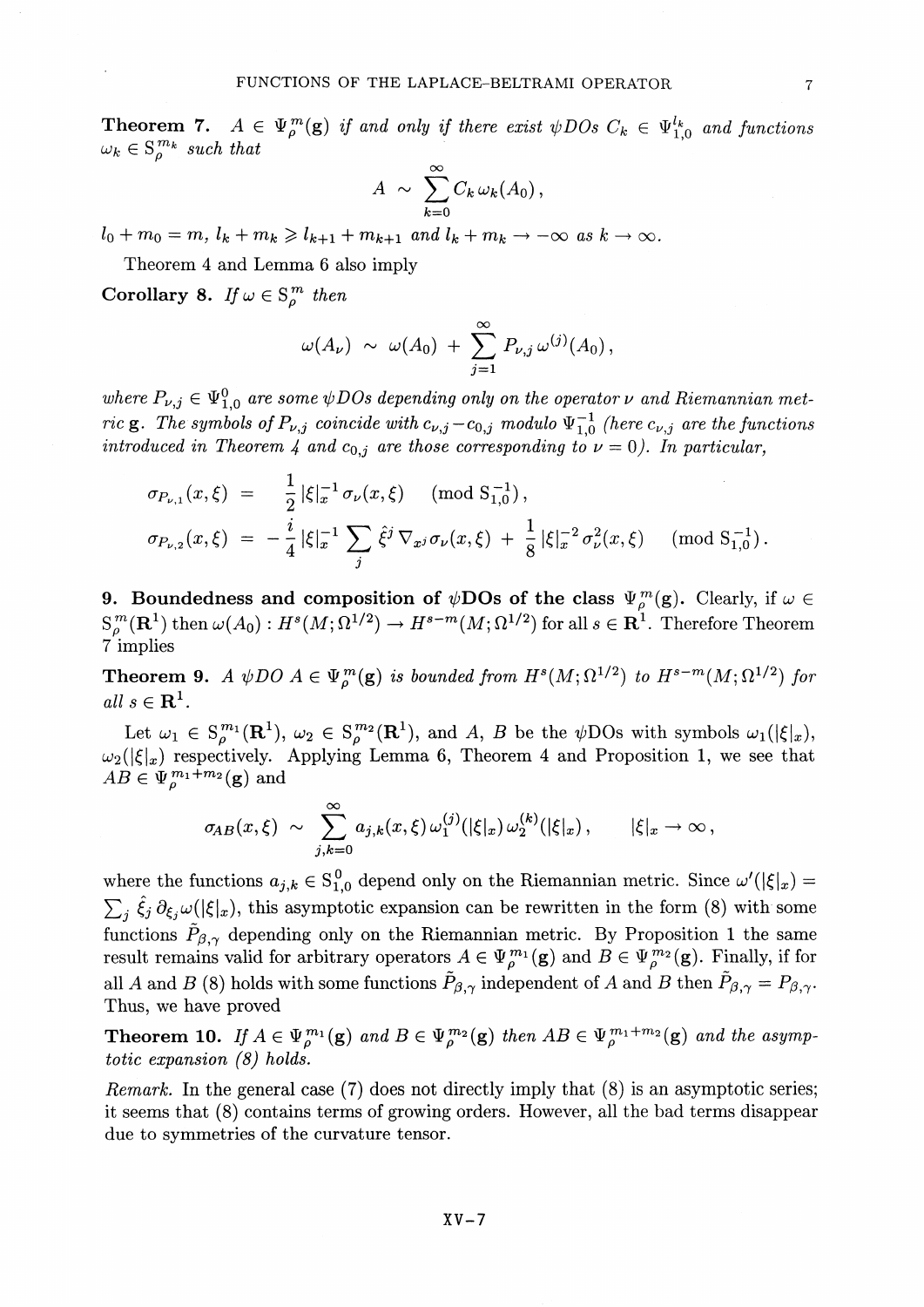**Theorem 7.** *$A \in \Psi^m_\rho(\mathbf{g})$ if and only if there exist ψDOs $C_k \in \Psi^{l_k}_{1,0}$ and functions $\omega_k \in \mathrm{S}^{m_k}_\rho$ such that*

$$A \sim \sum_{k=0}^{\infty} C_k \, \omega_k(A_0)\,,$$

*$l_0 + m_0 = m$, $l_k + m_k \geqslant l_{k+1} + m_{k+1}$ and $l_k + m_k \to -\infty$ as $k \to \infty$.*

Theorem 4 and Lemma 6 also imply

**Corollary 8.** *If $\omega \in \mathrm{S}^m_\rho$ then*

$$\omega(A_\nu) \sim \omega(A_0) + \sum_{j=1}^{\infty} P_{\nu,j} \, \omega^{(j)}(A_0)\,,$$

*where $P_{\nu,j} \in \Psi^0_{1,0}$ are some ψDOs depending only on the operator $\nu$ and Riemannian metric $\mathbf{g}$. The symbols of $P_{\nu,j}$ coincide with $c_{\nu,j} - c_{0,j}$ modulo $\Psi^{-1}_{1,0}$ (here $c_{\nu,j}$ are the functions introduced in Theorem 4 and $c_{0,j}$ are those corresponding to $\nu = 0$). In particular,*

$$\begin{aligned}
\sigma_{P_{\nu,1}}(x,\xi) &= \frac{1}{2}\, |\xi|_x^{-1}\, \sigma_\nu(x,\xi) \pmod{\mathrm{S}^{-1}_{1,0}}, \\
\sigma_{P_{\nu,2}}(x,\xi) &= -\frac{i}{4}\, |\xi|_x^{-1} \sum_j \hat{\xi}^j \, \nabla_{x^j} \sigma_\nu(x,\xi) + \frac{1}{8}\, |\xi|_x^{-2}\, \sigma_\nu^2(x,\xi) \pmod{\mathrm{S}^{-1}_{1,0}}.
\end{aligned}$$

**9. Boundedness and composition of ψDOs of the class $\Psi^m_\rho(\mathbf{g})$.** Clearly, if $\omega \in \mathrm{S}^m_\rho(\mathbf{R}^1)$ then $\omega(A_0) : H^s(M; \Omega^{1/2}) \to H^{s-m}(M; \Omega^{1/2})$ for all $s \in \mathbf{R}^1$. Therefore Theorem 7 implies

**Theorem 9.** *A ψDO $A \in \Psi^m_\rho(\mathbf{g})$ is bounded from $H^s(M; \Omega^{1/2})$ to $H^{s-m}(M; \Omega^{1/2})$ for all $s \in \mathbf{R}^1$.*

Let $\omega_1 \in \mathrm{S}^{m_1}_\rho(\mathbf{R}^1)$, $\omega_2 \in \mathrm{S}^{m_2}_\rho(\mathbf{R}^1)$, and $A$, $B$ be the ψDOs with symbols $\omega_1(|\xi|_x)$, $\omega_2(|\xi|_x)$ respectively. Applying Lemma 6, Theorem 4 and Proposition 1, we see that $AB \in \Psi^{m_1+m_2}_\rho(\mathbf{g})$ and

$$\sigma_{AB}(x,\xi) \sim \sum_{j,k=0}^{\infty} a_{j,k}(x,\xi)\, \omega_1^{(j)}(|\xi|_x)\, \omega_2^{(k)}(|\xi|_x)\,, \qquad |\xi|_x \to \infty\,,$$

where the functions $a_{j,k} \in \mathrm{S}^0_{1,0}$ depend only on the Riemannian metric. Since $\omega'(|\xi|_x) = \sum_j \hat{\xi}_j \, \partial_{\xi_j} \omega(|\xi|_x)$, this asymptotic expansion can be rewritten in the form (8) with some functions $\tilde{P}_{\beta,\gamma}$ depending only on the Riemannian metric. By Proposition 1 the same result remains valid for arbitrary operators $A \in \Psi^{m_1}_\rho(\mathbf{g})$ and $B \in \Psi^{m_2}_\rho(\mathbf{g})$. Finally, if for all $A$ and $B$ (8) holds with some functions $\tilde{P}_{\beta,\gamma}$ independent of $A$ and $B$ then $\tilde{P}_{\beta,\gamma} = P_{\beta,\gamma}$. Thus, we have proved

**Theorem 10.** *If $A \in \Psi^{m_1}_\rho(\mathbf{g})$ and $B \in \Psi^{m_2}_\rho(\mathbf{g})$ then $AB \in \Psi^{m_1+m_2}_\rho(\mathbf{g})$ and the asymptotic expansion (8) holds.*

*Remark.* In the general case (7) does not directly imply that (8) is an asymptotic series; it seems that (8) contains terms of growing orders. However, all the bad terms disappear due to symmetries of the curvature tensor.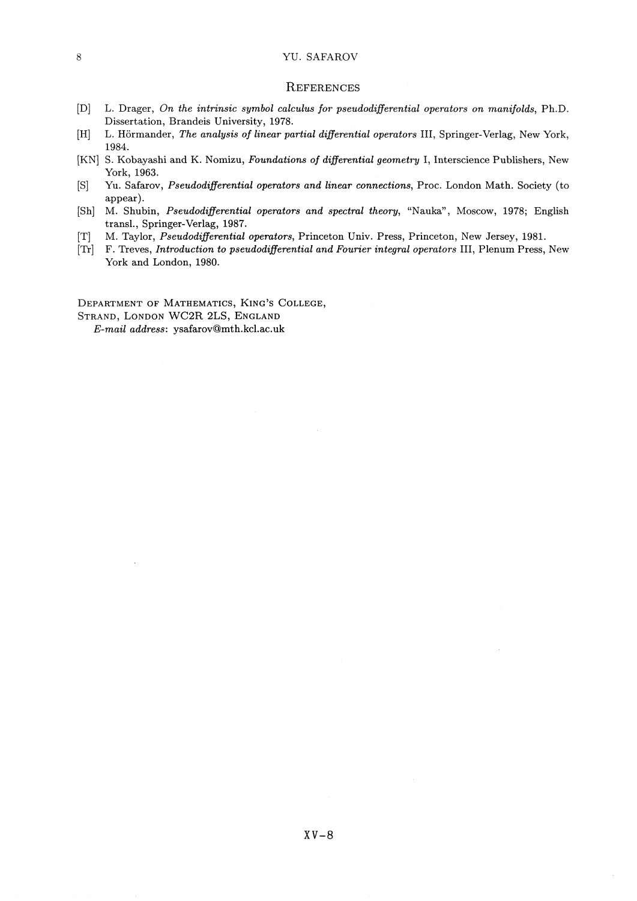## References

- [D] L. Drager, *On the intrinsic symbol calculus for pseudodifferential operators on manifolds*, Ph.D. Dissertation, Brandeis University, 1978.
- [H] L. Hörmander, *The analysis of linear partial differential operators* III, Springer-Verlag, New York, 1984.
- [KN] S. Kobayashi and K. Nomizu, *Foundations of differential geometry* I, Interscience Publishers, New York, 1963.
- [S] Yu. Safarov, *Pseudodifferential operators and linear connections*, Proc. London Math. Society (to appear).
- [Sh] M. Shubin, *Pseudodifferential operators and spectral theory*, "Nauka", Moscow, 1978; English transl., Springer-Verlag, 1987.
- [T] M. Taylor, *Pseudodifferential operators*, Princeton Univ. Press, Princeton, New Jersey, 1981.
- [Tr] F. Treves, *Introduction to pseudodifferential and Fourier integral operators* III, Plenum Press, New York and London, 1980.

Department of Mathematics, King's College,
Strand, London WC2R 2LS, England
*E-mail address*: ysafarov@mth.kcl.ac.uk